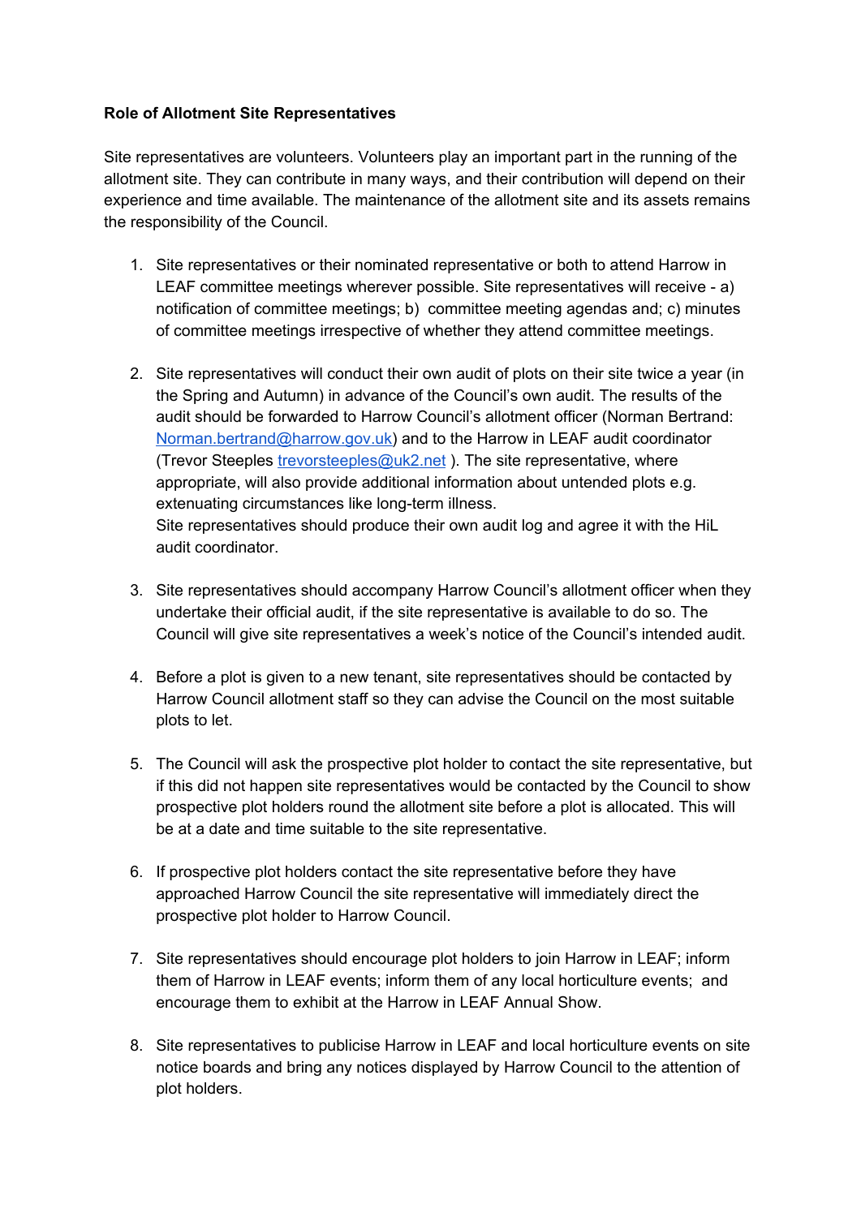**Role of Allotment Site Representatives**

Site representatives are volunteers. Volunteers play an important part in the running of the allotment site. They can contribute in many ways, and their contribution will depend on their experience and time available. The maintenance of the allotment site and its assets remains the responsibility of the Council.

1. Site representatives or their nominated representative or both to attend Harrow in LEAF committee meetings wherever possible. Site representatives will receive - a) notification of committee meetings; b) committee meeting agendas and; c) minutes of committee meetings irrespective of whether they attend committee meetings.

2. Site representatives will conduct their own audit of plots on their site twice a year (in the Spring and Autumn) in advance of the Council's own audit. The results of the audit should be forwarded to Harrow Council's allotment officer (Norman Bertrand: [Norman.bertrand@harrow.gov.uk](mailto:Norman.bertrand@harrow.gov.uk)) and to the Harrow in LEAF audit coordinator (Trevor Steeples [trevorsteeples@uk2.net](mailto:trevorsteeples@uk2.net) ). The site representative, where appropriate, will also provide additional information about untended plots e.g. extenuating circumstances like long-term illness.
   Site representatives should produce their own audit log and agree it with the HiL audit coordinator.

3. Site representatives should accompany Harrow Council's allotment officer when they undertake their official audit, if the site representative is available to do so. The Council will give site representatives a week's notice of the Council's intended audit.

4. Before a plot is given to a new tenant, site representatives should be contacted by Harrow Council allotment staff so they can advise the Council on the most suitable plots to let.

5. The Council will ask the prospective plot holder to contact the site representative, but if this did not happen site representatives would be contacted by the Council to show prospective plot holders round the allotment site before a plot is allocated. This will be at a date and time suitable to the site representative.

6. If prospective plot holders contact the site representative before they have approached Harrow Council the site representative will immediately direct the prospective plot holder to Harrow Council.

7. Site representatives should encourage plot holders to join Harrow in LEAF; inform them of Harrow in LEAF events; inform them of any local horticulture events; and encourage them to exhibit at the Harrow in LEAF Annual Show.

8. Site representatives to publicise Harrow in LEAF and local horticulture events on site notice boards and bring any notices displayed by Harrow Council to the attention of plot holders.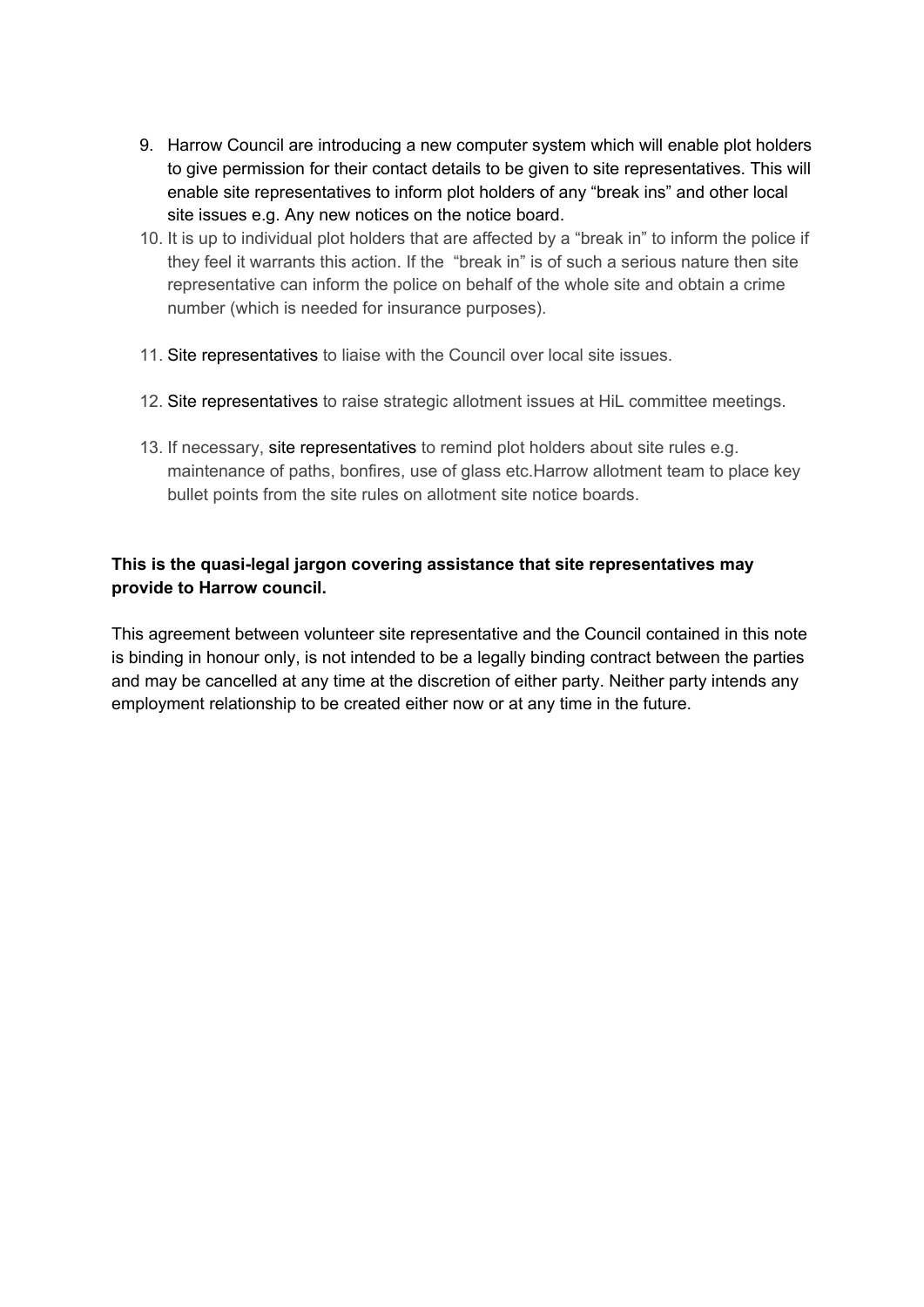9. Harrow Council are introducing a new computer system which will enable plot holders to give permission for their contact details to be given to site representatives. This will enable site representatives to inform plot holders of any "break ins" and other local site issues e.g. Any new notices on the notice board.
10. It is up to individual plot holders that are affected by a "break in" to inform the police if they feel it warrants this action. If the "break in" is of such a serious nature then site representative can inform the police on behalf of the whole site and obtain a crime number (which is needed for insurance purposes).

11. Site representatives to liaise with the Council over local site issues.

12. Site representatives to raise strategic allotment issues at HiL committee meetings.

13. If necessary, site representatives to remind plot holders about site rules e.g. maintenance of paths, bonfires, use of glass etc.Harrow allotment team to place key bullet points from the site rules on allotment site notice boards.

**This is the quasi-legal jargon covering assistance that site representatives may provide to Harrow council.**

This agreement between volunteer site representative and the Council contained in this note is binding in honour only, is not intended to be a legally binding contract between the parties and may be cancelled at any time at the discretion of either party. Neither party intends any employment relationship to be created either now or at any time in the future.